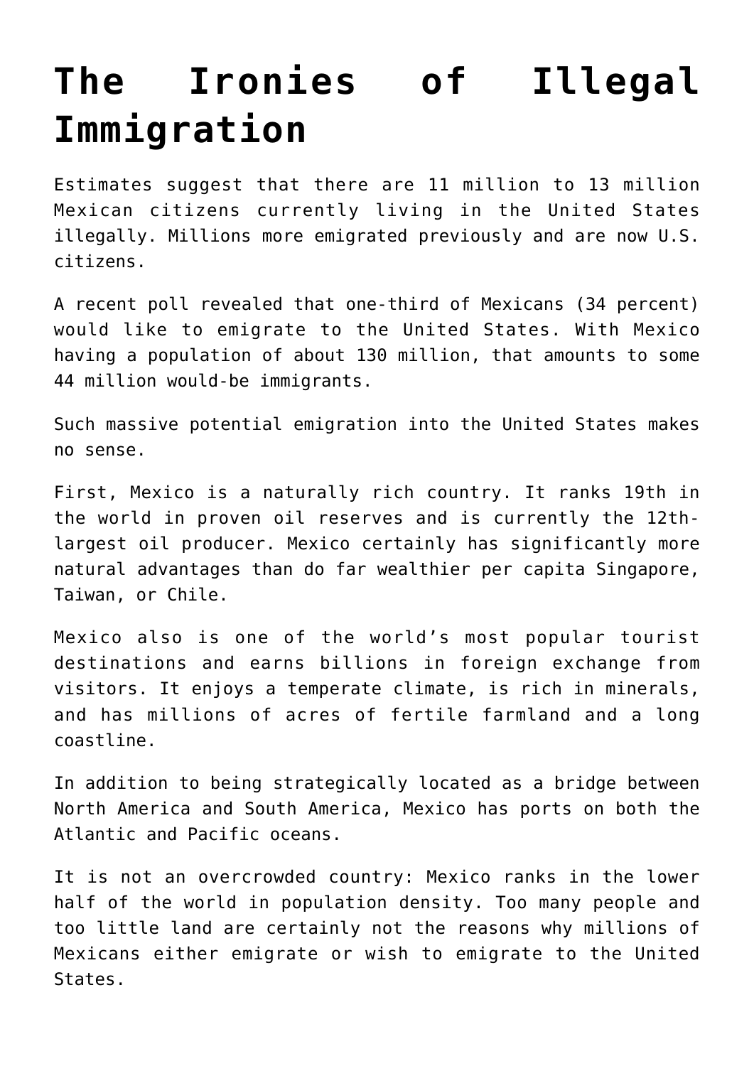# The Ironies of Illegal Immigration

Estimates suggest that there are 11 million to 13 million Mexican citizens currently living in the United States illegally. Millions more emigrated previously and are now U.S. citizens.

A recent poll revealed that one-third of Mexicans (34 percent) would like to emigrate to the United States. With Mexico having a population of about 130 million, that amounts to some 44 million would-be immigrants.

Such massive potential emigration into the United States makes no sense.

First, Mexico is a naturally rich country. It ranks 19th in the world in proven oil reserves and is currently the 12th-largest oil producer. Mexico certainly has significantly more natural advantages than do far wealthier per capita Singapore, Taiwan, or Chile.

Mexico also is one of the world's most popular tourist destinations and earns billions in foreign exchange from visitors. It enjoys a temperate climate, is rich in minerals, and has millions of acres of fertile farmland and a long coastline.

In addition to being strategically located as a bridge between North America and South America, Mexico has ports on both the Atlantic and Pacific oceans.

It is not an overcrowded country: Mexico ranks in the lower half of the world in population density. Too many people and too little land are certainly not the reasons why millions of Mexicans either emigrate or wish to emigrate to the United States.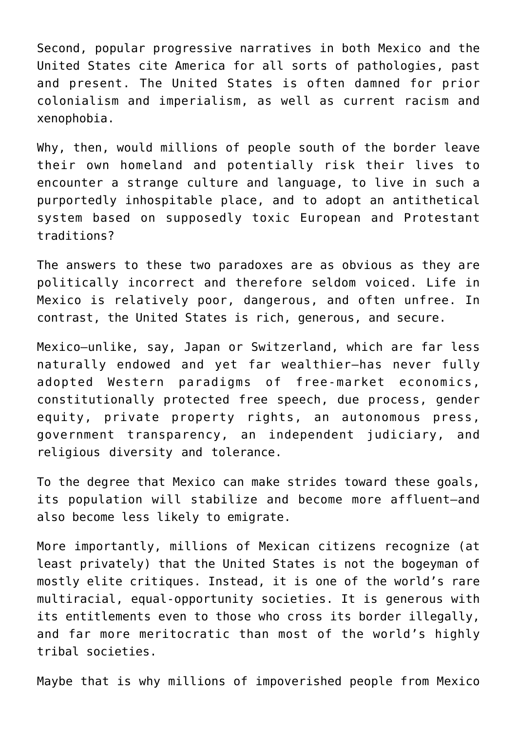Second, popular progressive narratives in both Mexico and the United States cite America for all sorts of pathologies, past and present. The United States is often damned for prior colonialism and imperialism, as well as current racism and xenophobia.

Why, then, would millions of people south of the border leave their own homeland and potentially risk their lives to encounter a strange culture and language, to live in such a purportedly inhospitable place, and to adopt an antithetical system based on supposedly toxic European and Protestant traditions?

The answers to these two paradoxes are as obvious as they are politically incorrect and therefore seldom voiced. Life in Mexico is relatively poor, dangerous, and often unfree. In contrast, the United States is rich, generous, and secure.

Mexico—unlike, say, Japan or Switzerland, which are far less naturally endowed and yet far wealthier—has never fully adopted Western paradigms of free-market economics, constitutionally protected free speech, due process, gender equity, private property rights, an autonomous press, government transparency, an independent judiciary, and religious diversity and tolerance.

To the degree that Mexico can make strides toward these goals, its population will stabilize and become more affluent—and also become less likely to emigrate.

More importantly, millions of Mexican citizens recognize (at least privately) that the United States is not the bogeyman of mostly elite critiques. Instead, it is one of the world's rare multiracial, equal-opportunity societies. It is generous with its entitlements even to those who cross its border illegally, and far more meritocratic than most of the world's highly tribal societies.

Maybe that is why millions of impoverished people from Mexico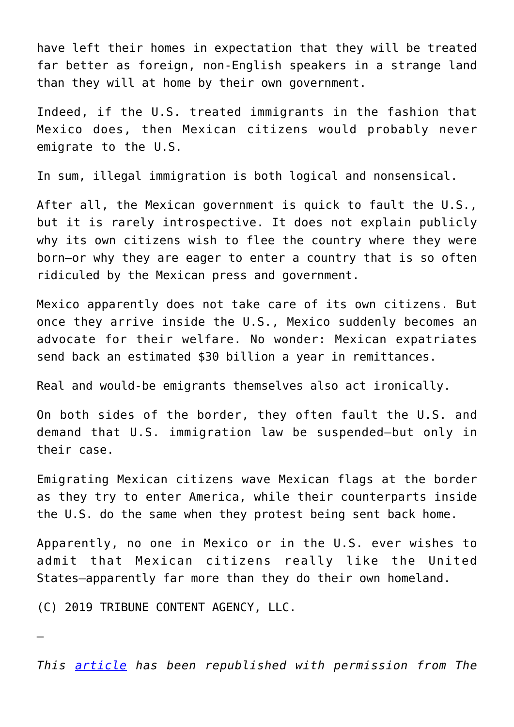have left their homes in expectation that they will be treated far better as foreign, non-English speakers in a strange land than they will at home by their own government.

Indeed, if the U.S. treated immigrants in the fashion that Mexico does, then Mexican citizens would probably never emigrate to the U.S.

In sum, illegal immigration is both logical and nonsensical.

After all, the Mexican government is quick to fault the U.S., but it is rarely introspective. It does not explain publicly why its own citizens wish to flee the country where they were born—or why they are eager to enter a country that is so often ridiculed by the Mexican press and government.

Mexico apparently does not take care of its own citizens. But once they arrive inside the U.S., Mexico suddenly becomes an advocate for their welfare. No wonder: Mexican expatriates send back an estimated $30 billion a year in remittances.

Real and would-be emigrants themselves also act ironically.

On both sides of the border, they often fault the U.S. and demand that U.S. immigration law be suspended—but only in their case.

Emigrating Mexican citizens wave Mexican flags at the border as they try to enter America, while their counterparts inside the U.S. do the same when they protest being sent back home.

Apparently, no one in Mexico or in the U.S. ever wishes to admit that Mexican citizens really like the United States—apparently far more than they do their own homeland.

(C) 2019 TRIBUNE CONTENT AGENCY, LLC.

—

*This [article] has been republished with permission from The*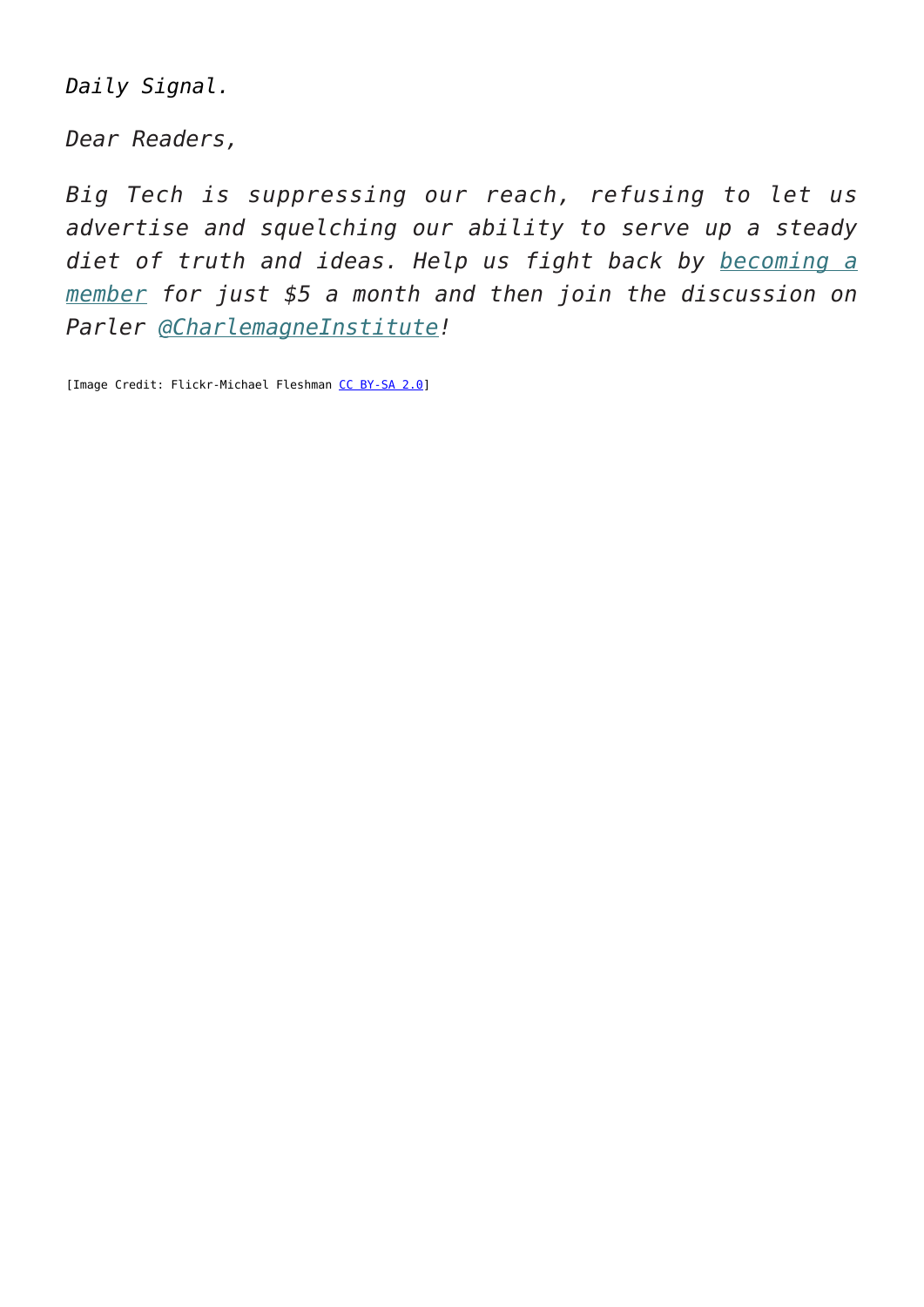*Daily Signal.*

*Dear Readers,*

*Big Tech is suppressing our reach, refusing to let us advertise and squelching our ability to serve up a steady diet of truth and ideas. Help us fight back by [becoming a member](#) for just $5 a month and then join the discussion on Parler [@CharlemagneInstitute](#)!*

[Image Credit: Flickr-Michael Fleshman [CC BY-SA 2.0](#)]